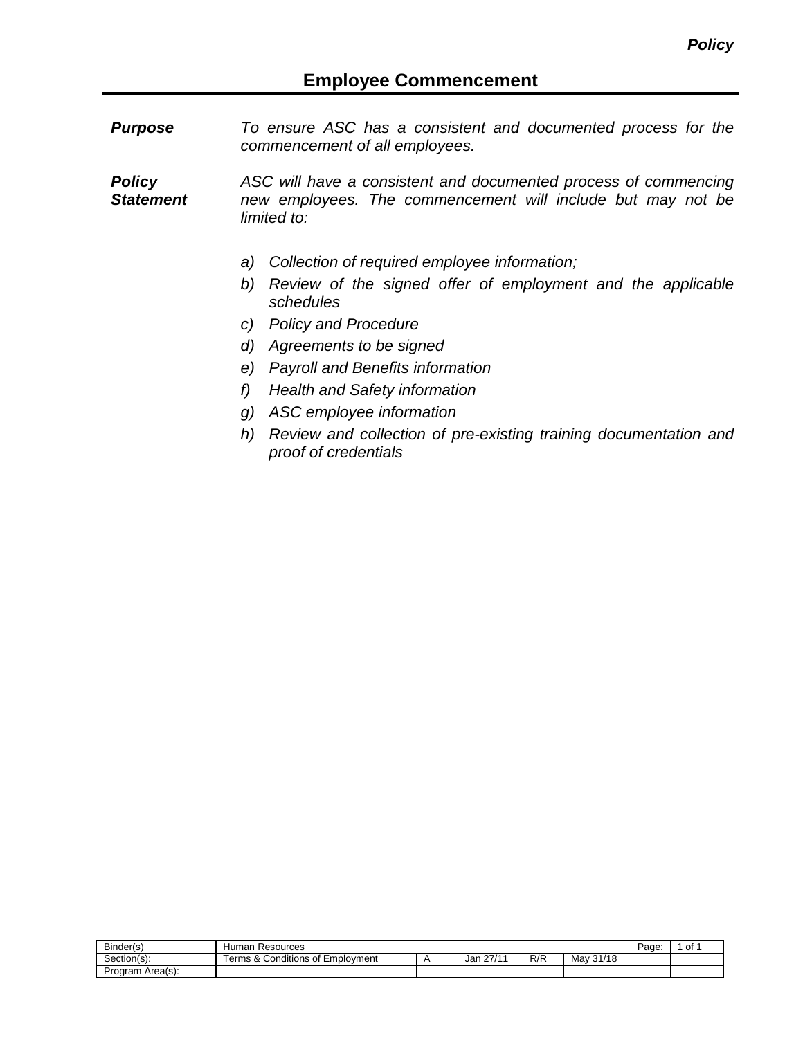*Policy*

# Employee Commencement

***Purpose*** *To ensure ASC has a consistent and documented process for the commencement of all employees.*

***Policy Statement*** *ASC will have a consistent and documented process of commencing new employees. The commencement will include but may not be limited to:*

*a) Collection of required employee information;*
*b) Review of the signed offer of employment and the applicable schedules*
*c) Policy and Procedure*
*d) Agreements to be signed*
*e) Payroll and Benefits information*
*f) Health and Safety information*
*g) ASC employee information*
*h) Review and collection of pre-existing training documentation and proof of credentials*

| Binder(s) | Human Resources | | | | | Page: | 1 of 1 |
|---|---|---|---|---|---|---|---|
| Section(s): | Terms & Conditions of Employment | A | Jan 27/11 | R/R | May 31/18 | | |
| Program Area(s): | | | | | | | |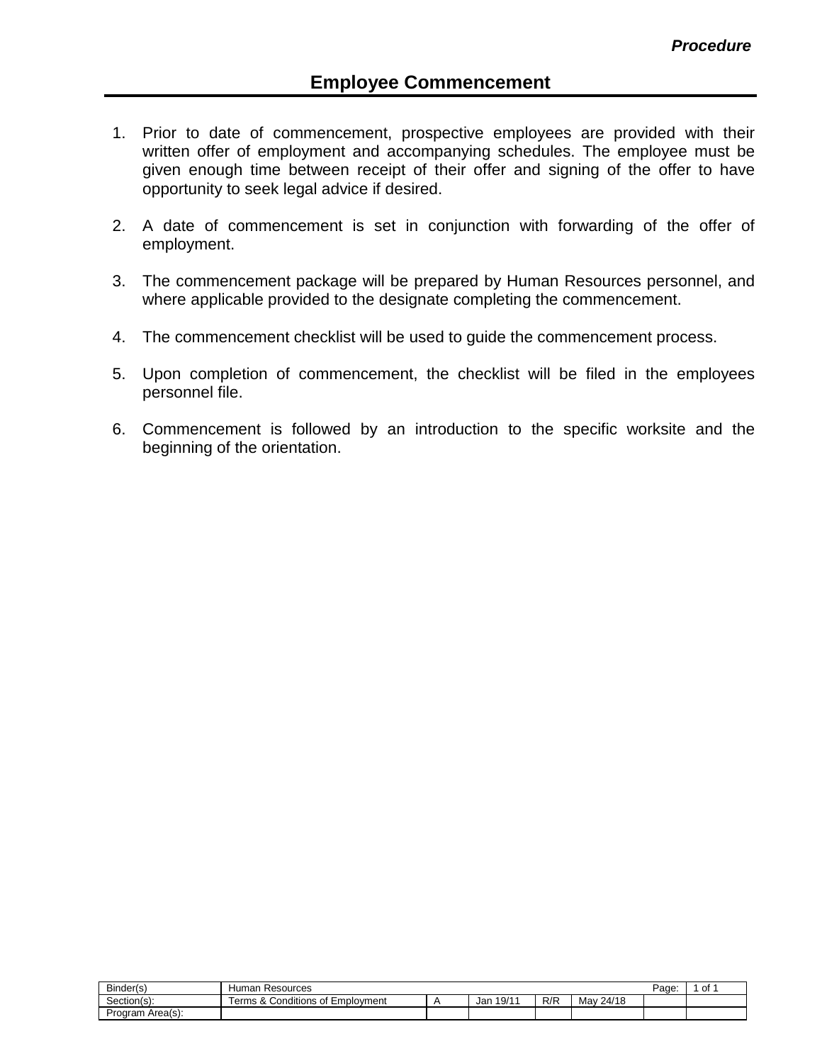***Procedure***

# Employee Commencement

1. Prior to date of commencement, prospective employees are provided with their written offer of employment and accompanying schedules. The employee must be given enough time between receipt of their offer and signing of the offer to have opportunity to seek legal advice if desired.

2. A date of commencement is set in conjunction with forwarding of the offer of employment.

3. The commencement package will be prepared by Human Resources personnel, and where applicable provided to the designate completing the commencement.

4. The commencement checklist will be used to guide the commencement process.

5. Upon completion of commencement, the checklist will be filed in the employees personnel file.

6. Commencement is followed by an introduction to the specific worksite and the beginning of the orientation.

| | | | | | | | |
|---|---|---|---|---|---|---|---|
| Binder(s) | Human Resources | | | | | | |
| Section(s): | Terms & Conditions of Employment | A | Jan 19/11 | R/R | May 24/18 | | |
| Program Area(s): | | | | | | | |